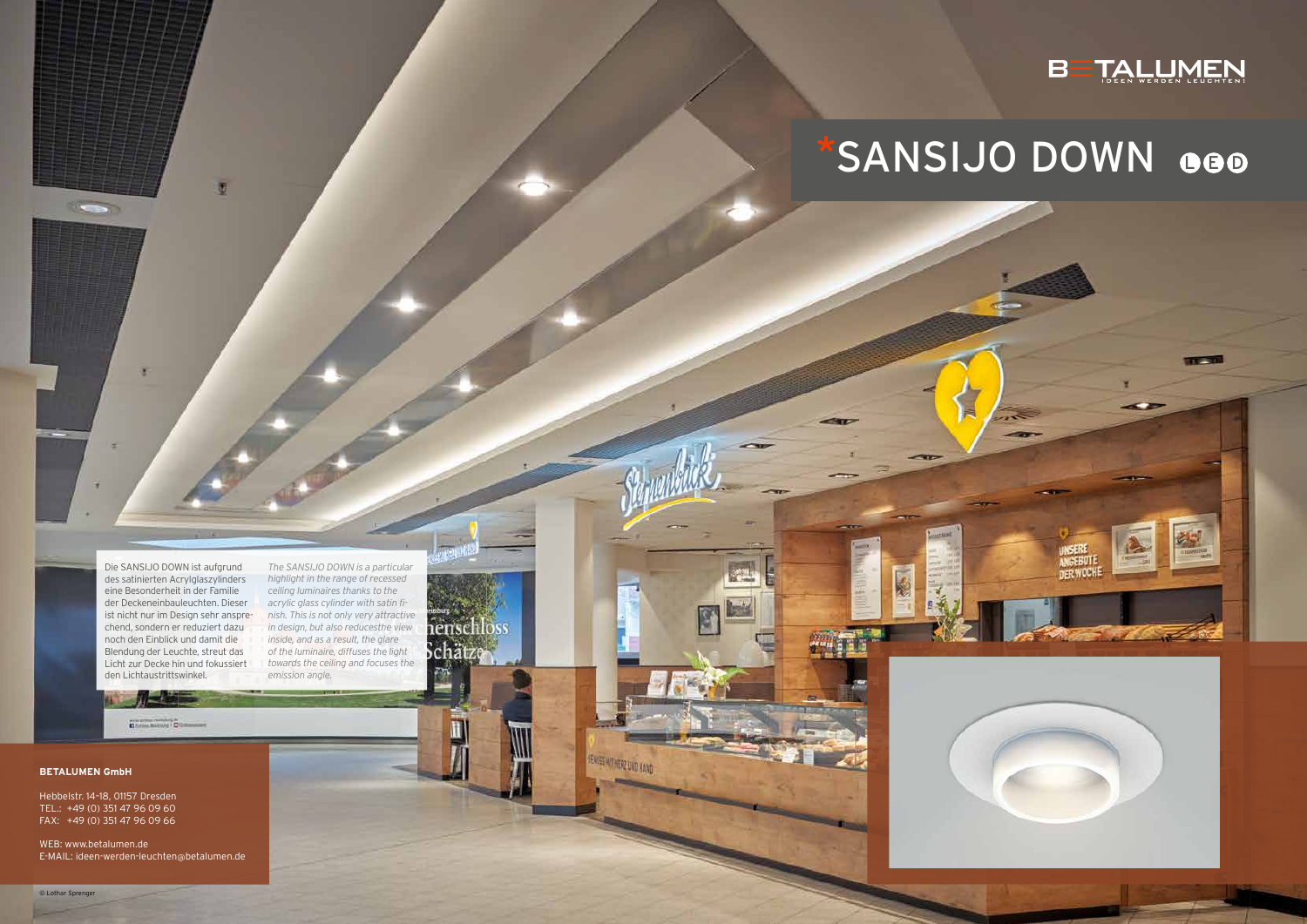BETALUMEN
IDEEN WERDEN LEUCHTEN!

# *SANSIJO DOWN LED

Die SANSIJO DOWN ist aufgrund des satinierten Acrylglaszylinders eine Besonderheit in der Familie der Deckeneinbauleuchten. Dieser ist nicht nur im Design sehr ansprechend, sondern er reduziert dazu noch den Einblick und damit die Blendung der Leuchte, streut das Licht zur Decke hin und fokussiert den Lichtaustrittswinkel.

*The SANSIJO DOWN is a particular highlight in the range of recessed ceiling luminaires thanks to the acrylic glass cylinder with satin finish. This is not only very attractive in design, but also reducesthe view inside, and as a result, the glare of the luminaire, diffuses the light towards the ceiling and focuses the emission angle.*

**BETALUMEN GmbH**

Hebbelstr. 14-18, 01157 Dresden
TEL.: +49 (0) 351 47 96 09 60
FAX: +49 (0) 351 47 96 09 66

WEB: www.betalumen.de
E-MAIL: ideen-werden-leuchten@betalumen.de

© Lothar Sprenger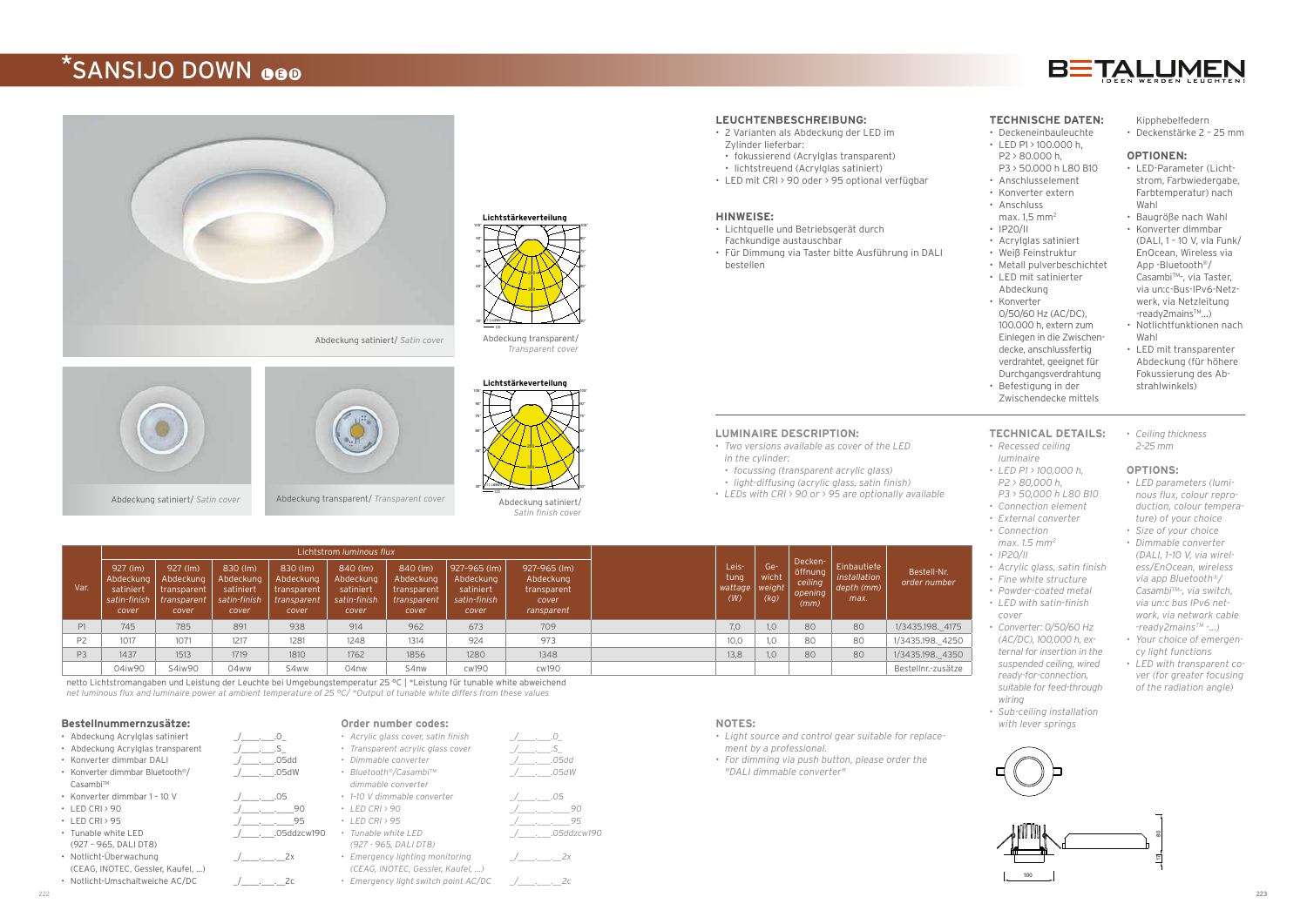# *SANSIJO DOWN LED

Abdeckung satiniert/ *Satin cover*

Lichtstärkeverteilung

Abdeckung transparent/ *Transparent cover*

Abdeckung satiniert/ *Satin cover*

Abdeckung transparent/ *Transparent cover*

Lichtstärkeverteilung

Abdeckung satiniert/ *Satin finish cover*

## LEUCHTENBESCHREIBUNG:

- 2 Varianten als Abdeckung der LED im Zylinder lieferbar:
  - fokussierend (Acrylglas transparent)
  - lichtstreuend (Acrylglas satiniert)
- LED mit CRI > 90 oder > 95 optional verfügbar

## HINWEISE:

- Lichtquelle und Betriebsgerät durch Fachkundige austauschbar
- Für Dimmung via Taster bitte Ausführung in DALI bestellen

## TECHNISCHE DATEN:

- Deckeneinbauleuchte
- LED P1 > 100.000 h, P2 > 80.000 h, P3 > 50.000 h L80 B10
- Anschlusselement
- Konverter extern
- Anschluss max. 1,5 mm²
- IP20/II
- Acrylglas satiniert
- Weiß Feinstruktur
- Metall pulverbeschichtet
- LED mit satinierter Abdeckung
- Konverter 0/50/60 Hz (AC/DC), 100.000 h, extern zum Einlegen in die Zwischendecke, anschlussfertig verdrahtet, geeignet für Durchgangsverdrahtung
- Befestigung in der Zwischendecke mittels Kipphebelfedern
- Deckenstärke 2 – 25 mm

## OPTIONEN:

- LED-Parameter (Lichtstrom, Farbwiedergabe, Farbtemperatur) nach Wahl
- Baugröße nach Wahl
- Konverter dimmbar (DALI, 1 – 10 V, via Funk/ EnOcean, Wireless via App -Bluetooth®/ Casambi™-, via Taster, via un:c-Bus-IPv6-Netzwerk, via Netzleitung -ready2mains™...)
- Notlichtfunktionen nach Wahl
- LED mit transparenter Abdeckung (für höhere Fokussierung des Abstrahlwinkels)

## LUMINAIRE DESCRIPTION:

- *Two versions available as cover of the LED in the cylinder:*
  - *focussing (transparent acrylic glass)*
  - *light-diffusing (acrylic glass, satin finish)*
- *LEDs with CRI > 90 or > 95 are optionally available*

## TECHNICAL DETAILS:

- *Recessed ceiling luminaire*
- *LED P1 > 100,000 h, P2 > 80,000 h, P3 > 50,000 h L80 B10*
- *Connection element*
- *External converter*
- *Connection max. 1.5 mm²*
- *IP20/II*
- *Acrylic glass, satin finish*
- *Fine white structure*
- *Powder-coated metal*
- *LED with satin-finish cover*
- *Converter: 0/50/60 Hz (AC/DC), 100,000 h, external for insertion in the suspended ceiling, wired ready-for-connection, suitable for feed-through wiring*
- *Sub-ceiling installation with lever springs*
- *Ceiling thickness 2–25 mm*

## OPTIONS:

- *LED parameters (luminous flux, colour reproduction, colour temperature) of your choice*
- *Size of your choice*
- *Dimmable converter (DALI, 1–10 V, via wireless/EnOcean, wireless via app Bluetooth®/ Casambi™-, via switch, via un:c bus IPv6 network, via network cable -ready2mains™ -...)*
- *Your choice of emergency light functions*
- *LED with transparent cover (for greater focusing of the radiation angle)*

| Var. | Lichtstrom *luminous flux* | | | | | | | | Leistung *wattage* (W) | Gewicht *weight* (kg) | Deckenöffnung *ceiling opening* (mm) | Einbautiefe *installation depth (mm)* max. | Bestell-Nr. *order number* |
|---|---|---|---|---|---|---|---|---|---|---|---|---|---|
| | 927 (lm) Abdeckung satiniert *satin-finish cover* | 927 (lm) Abdeckung transparent *transparent cover* | 830 (lm) Abdeckung satiniert *satin-finish cover* | 830 (lm) Abdeckung transparent *transparent cover* | 840 (lm) Abdeckung satiniert *satin-finish cover* | 840 (lm) Abdeckung transparent *transparent cover* | 927-965 (lm) Abdeckung satiniert *satin-finish cover* | 927-965 (lm) Abdeckung transparent *cover ransparent* | | | | | |
| P1 | 745 | 785 | 891 | 938 | 914 | 962 | 673 | 709 | 7,0 | 1,0 | 80 | 80 | 1/3435.198._4175 |
| P2 | 1017 | 1071 | 1217 | 1281 | 1248 | 1314 | 924 | 973 | 10,0 | 1,0 | 80 | 80 | 1/3435.198._4250 |
| P3 | 1437 | 1513 | 1719 | 1810 | 1762 | 1856 | 1280 | 1348 | 13,8 | 1,0 | 80 | 80 | 1/3435.198._4350 |
| | 04iw90 | S4iw90 | 04ww | S4ww | 04nw | S4nw | cw190 | cw190 | | | | | Bestellnr.-zusätze |

netto Lichtstromangaben und Leistung der Leuchte bei Umgebungstemperatur 25 °C | *Leistung für tunable white abweichend
*net luminous flux and luminaire power at ambient temperature of 25 °C/ *Output of tunable white differs from these values*

## Bestellnummernzusätze:

- Abdeckung Acrylglas satiniert _/____.___.0_
- Abdeckung Acrylglas transparent _/____.___.S_
- Konverter dimmbar DALI _/____.___.05dd
- Konverter dimmbar Bluetooth®/ Casambi™ _/____.___.05dW
- Konverter dimmbar 1 - 10 V _/____.___.05
- LED CRI > 90 _/____.___.____90
- LED CRI > 95 _/____.___.____95
- Tunable white LED (927 – 965, DALI DT8) _/____.___.05ddzcw190
- Notlicht-Überwachung (CEAG, INOTEC, Gessler, Kaufel, ...) _/____.___.__2x
- Notlicht-Umschaltweiche AC/DC _/____.___.__2c

## Order number codes:

- *Acrylic glass cover, satin finish* _/____.___.0_
- *Transparent acrylic glass cover* _/____.___.S_
- *Dimmable converter* _/____.___.05dd
- *Bluetooth®/Casambi™ dimmable converter* _/____.___.05dW
- *1–10 V dimmable converter* _/____.___.05
- *LED CRI > 90* _/____.___.____90
- *LED CRI > 95* _/____.___.____95
- *Tunable white LED (927 - 965, DALI DT8)* _/____.___.05ddzcw190
- *Emergency lighting monitoring (CEAG, INOTEC, Gessler, Kaufel, ...)* _/____.___.__2x
- *Emergency light switch point AC/DC* _/____.___.__2c

## NOTES:

- *Light source and control gear suitable for replacement by a professional.*
- *For dimming via push button, please order the "DALI dimmable converter"*

80

100